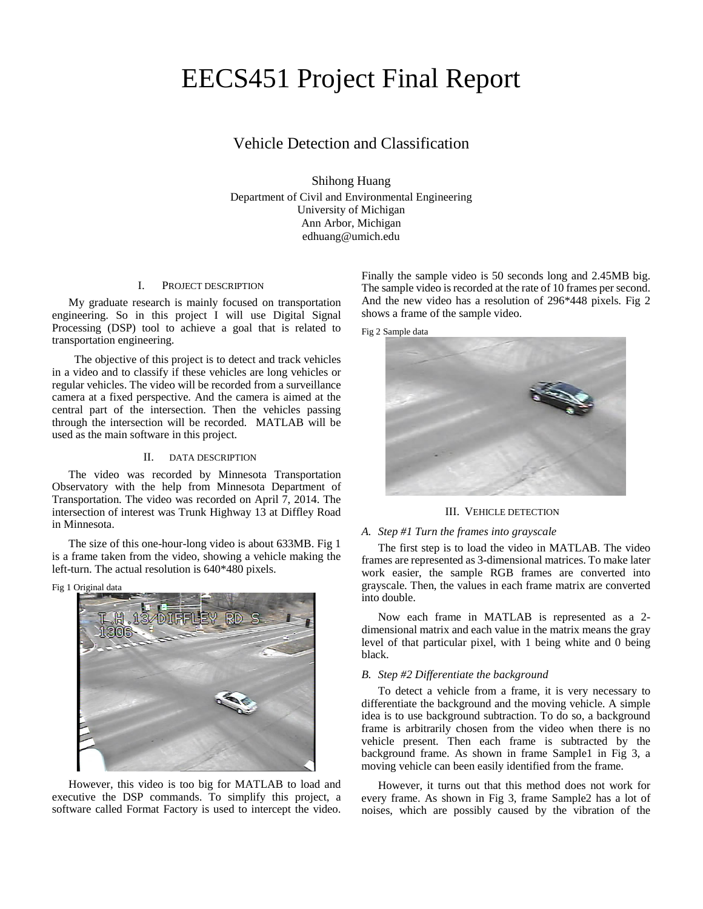# EECS451 Project Final Report

## Vehicle Detection and Classification

Shihong Huang
Department of Civil and Environmental Engineering
University of Michigan
Ann Arbor, Michigan
edhuang@umich.edu

## I. Project Description

My graduate research is mainly focused on transportation engineering. So in this project I will use Digital Signal Processing (DSP) tool to achieve a goal that is related to transportation engineering.

The objective of this project is to detect and track vehicles in a video and to classify if these vehicles are long vehicles or regular vehicles. The video will be recorded from a surveillance camera at a fixed perspective. And the camera is aimed at the central part of the intersection. Then the vehicles passing through the intersection will be recorded. MATLAB will be used as the main software in this project.

## II. Data Description

The video was recorded by Minnesota Transportation Observatory with the help from Minnesota Department of Transportation. The video was recorded on April 7, 2014. The intersection of interest was Trunk Highway 13 at Diffley Road in Minnesota.

The size of this one-hour-long video is about 633MB. Fig 1 is a frame taken from the video, showing a vehicle making the left-turn. The actual resolution is 640*480 pixels.

Fig 1 Original data

However, this video is too big for MATLAB to load and executive the DSP commands. To simplify this project, a software called Format Factory is used to intercept the video. Finally the sample video is 50 seconds long and 2.45MB big. The sample video is recorded at the rate of 10 frames per second. And the new video has a resolution of 296*448 pixels. Fig 2 shows a frame of the sample video.

Fig 2 Sample data

## III. Vehicle Detection

### A. Step #1 Turn the frames into grayscale

The first step is to load the video in MATLAB. The video frames are represented as 3-dimensional matrices. To make later work easier, the sample RGB frames are converted into grayscale. Then, the values in each frame matrix are converted into double.

Now each frame in MATLAB is represented as a 2-dimensional matrix and each value in the matrix means the gray level of that particular pixel, with 1 being white and 0 being black.

### B. Step #2 Differentiate the background

To detect a vehicle from a frame, it is very necessary to differentiate the background and the moving vehicle. A simple idea is to use background subtraction. To do so, a background frame is arbitrarily chosen from the video when there is no vehicle present. Then each frame is subtracted by the background frame. As shown in frame Sample1 in Fig 3, a moving vehicle can been easily identified from the frame.

However, it turns out that this method does not work for every frame. As shown in Fig 3, frame Sample2 has a lot of noises, which are possibly caused by the vibration of the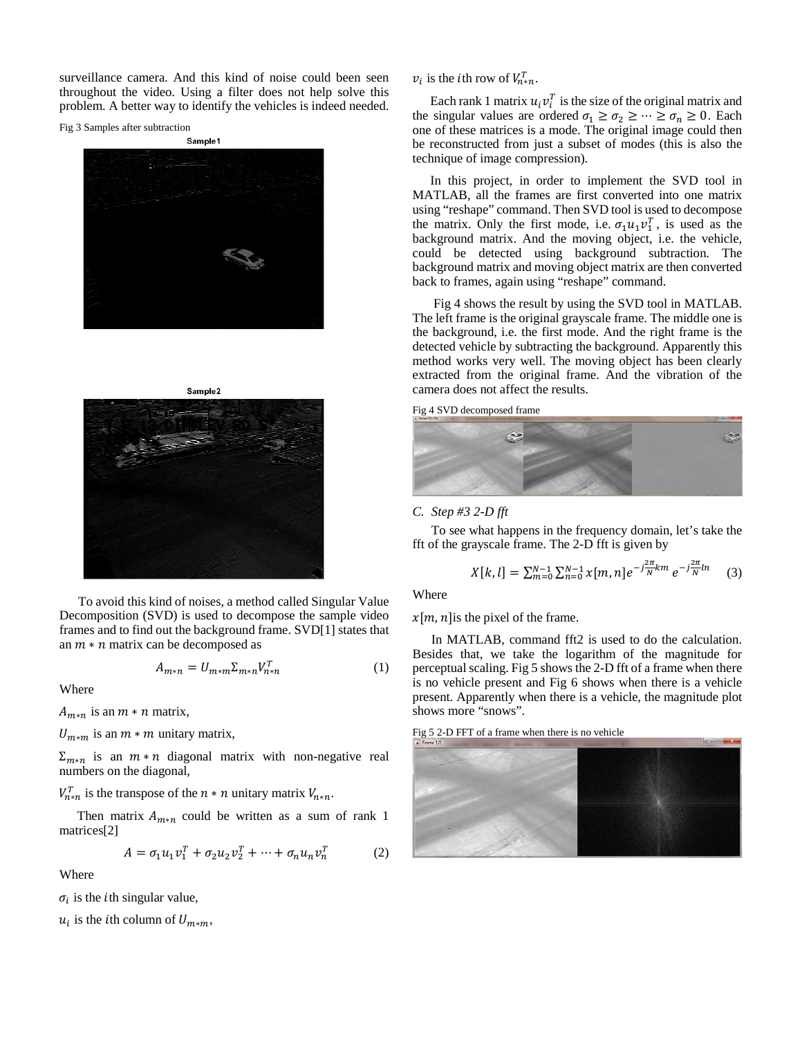surveillance camera. And this kind of noise could been seen throughout the video. Using a filter does not help solve this problem. A better way to identify the vehicles is indeed needed.

Fig 3 Samples after subtraction

To avoid this kind of noises, a method called Singular Value Decomposition (SVD) is used to decompose the sample video frames and to find out the background frame. SVD[1] states that an $m*n$ matrix can be decomposed as

$$A_{m*n} = U_{m*m}\Sigma_{m*n}V_{n*n}^T \quad (1)$$

Where

$A_{m*n}$ is an $m*n$ matrix,

$U_{m*m}$ is an $m*m$ unitary matrix,

$\Sigma_{m*n}$ is an $m*n$ diagonal matrix with non-negative real numbers on the diagonal,

$V_{n*n}^T$ is the transpose of the $n*n$ unitary matrix $V_{n*n}$.

Then matrix $A_{m*n}$ could be written as a sum of rank 1 matrices[2]

$$A = \sigma_1 u_1 v_1^T + \sigma_2 u_2 v_2^T + \cdots + \sigma_n u_n v_n^T \quad (2)$$

Where

$\sigma_i$ is the $i$th singular value,

$u_i$ is the $i$th column of $U_{m*m}$,

$v_i$ is the $i$th row of $V_{n*n}^T$.

Each rank 1 matrix $u_i v_i^T$ is the size of the original matrix and the singular values are ordered $\sigma_1 \geq \sigma_2 \geq \cdots \geq \sigma_n \geq 0$. Each one of these matrices is a mode. The original image could then be reconstructed from just a subset of modes (this is also the technique of image compression).

In this project, in order to implement the SVD tool in MATLAB, all the frames are first converted into one matrix using "reshape" command. Then SVD tool is used to decompose the matrix. Only the first mode, i.e. $\sigma_1 u_1 v_1^T$, is used as the background matrix. And the moving object, i.e. the vehicle, could be detected using background subtraction. The background matrix and moving object matrix are then converted back to frames, again using "reshape" command.

Fig 4 shows the result by using the SVD tool in MATLAB. The left frame is the original grayscale frame. The middle one is the background, i.e. the first mode. And the right frame is the detected vehicle by subtracting the background. Apparently this method works very well. The moving object has been clearly extracted from the original frame. And the vibration of the camera does not affect the results.

Fig 4 SVD decomposed frame

### C. *Step #3 2-D fft*

To see what happens in the frequency domain, let's take the fft of the grayscale frame. The 2-D fft is given by

$$X[k,l] = \sum_{m=0}^{N-1}\sum_{n=0}^{N-1} x[m,n]e^{-j\frac{2\pi}{N}km}\, e^{-j\frac{2\pi}{N}ln} \quad (3)$$

Where

$x[m,n]$ is the pixel of the frame.

In MATLAB, command fft2 is used to do the calculation. Besides that, we take the logarithm of the magnitude for perceptual scaling. Fig 5 shows the 2-D fft of a frame when there is no vehicle present and Fig 6 shows when there is a vehicle present. Apparently when there is a vehicle, the magnitude plot shows more "snows".

Fig 5 2-D FFT of a frame when there is no vehicle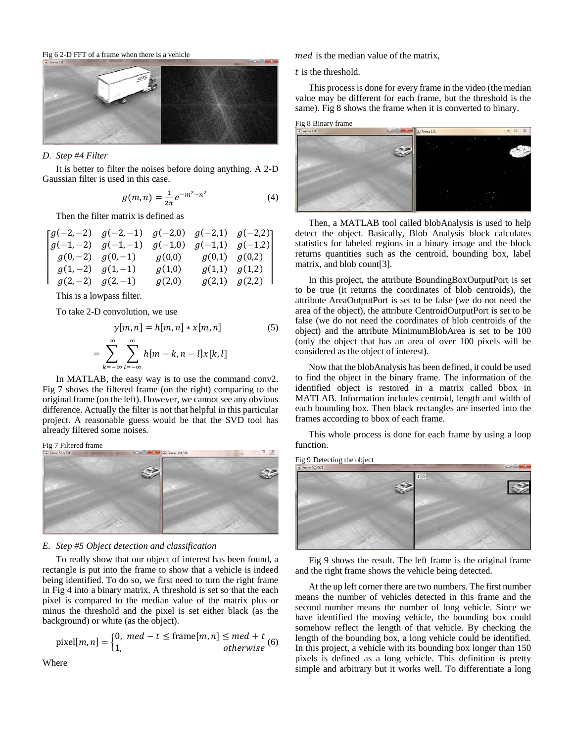Fig 6 2-D FFT of a frame when there is a vehicle

### D. Step #4 Filter

It is better to filter the noises before doing anything. A 2-D Gaussian filter is used in this case.

$$g(m,n) = \frac{1}{2\pi} e^{-m^2-n^2} \quad (4)$$

Then the filter matrix is defined as

$$\begin{bmatrix} g(-2,-2) & g(-2,-1) & g(-2,0) & g(-2,1) & g(-2,2) \\ g(-1,-2) & g(-1,-1) & g(-1,0) & g(-1,1) & g(-1,2) \\ g(0,-2) & g(0,-1) & g(0,0) & g(0,1) & g(0,2) \\ g(1,-2) & g(1,-1) & g(1,0) & g(1,1) & g(1,2) \\ g(2,-2) & g(2,-1) & g(2,0) & g(2,1) & g(2,2) \end{bmatrix}$$

This is a lowpass filter.

To take 2-D convolution, we use

$$y[m,n] = h[m,n] * x[m,n] \quad (5)$$

$$= \sum_{k=-\infty}^{\infty} \sum_{l=-\infty}^{\infty} h[m-k, n-l]x[k,l]$$

In MATLAB, the easy way is to use the command conv2. Fig 7 shows the filtered frame (on the right) comparing to the original frame (on the left). However, we cannot see any obvious difference. Actually the filter is not that helpful in this particular project. A reasonable guess would be that the SVD tool has already filtered some noises.

Fig 7 Filtered frame

### E. Step #5 Object detection and classification

To really show that our object of interest has been found, a rectangle is put into the frame to show that a vehicle is indeed being identified. To do so, we first need to turn the right frame in Fig 4 into a binary matrix. A threshold is set so that the each pixel is compared to the median value of the matrix plus or minus the threshold and the pixel is set either black (as the background) or white (as the object).

$$\text{pixel}[m,n] = \begin{cases} 0, & med - t \le \text{frame}[m,n] \le med + t \\ 1, & otherwise \end{cases} \quad (6)$$

Where

$med$ is the median value of the matrix,

$t$ is the threshold.

This process is done for every frame in the video (the median value may be different for each frame, but the threshold is the same). Fig 8 shows the frame when it is converted to binary.

Fig 8 Binary frame

Then, a MATLAB tool called blobAnalysis is used to help detect the object. Basically, Blob Analysis block calculates statistics for labeled regions in a binary image and the block returns quantities such as the centroid, bounding box, label matrix, and blob count[3].

In this project, the attribute BoundingBoxOutputPort is set to be true (it returns the coordinates of blob centroids), the attribute AreaOutputPort is set to be false (we do not need the area of the object), the attribute CentroidOutputPort is set to be false (we do not need the coordinates of blob centroids of the object) and the attribute MinimumBlobArea is set to be 100 (only the object that has an area of over 100 pixels will be considered as the object of interest).

Now that the blobAnalysis has been defined, it could be used to find the object in the binary frame. The information of the identified object is restored in a matrix called bbox in MATLAB. Information includes centroid, length and width of each bounding box. Then black rectangles are inserted into the frames according to bbox of each frame.

This whole process is done for each frame by using a loop function.

Fig 9 Detecting the object

Fig 9 shows the result. The left frame is the original frame and the right frame shows the vehicle being detected.

At the up left corner there are two numbers. The first number means the number of vehicles detected in this frame and the second number means the number of long vehicle. Since we have identified the moving vehicle, the bounding box could somehow reflect the length of that vehicle. By checking the length of the bounding box, a long vehicle could be identified. In this project, a vehicle with its bounding box longer than 150 pixels is defined as a long vehicle. This definition is pretty simple and arbitrary but it works well. To differentiate a long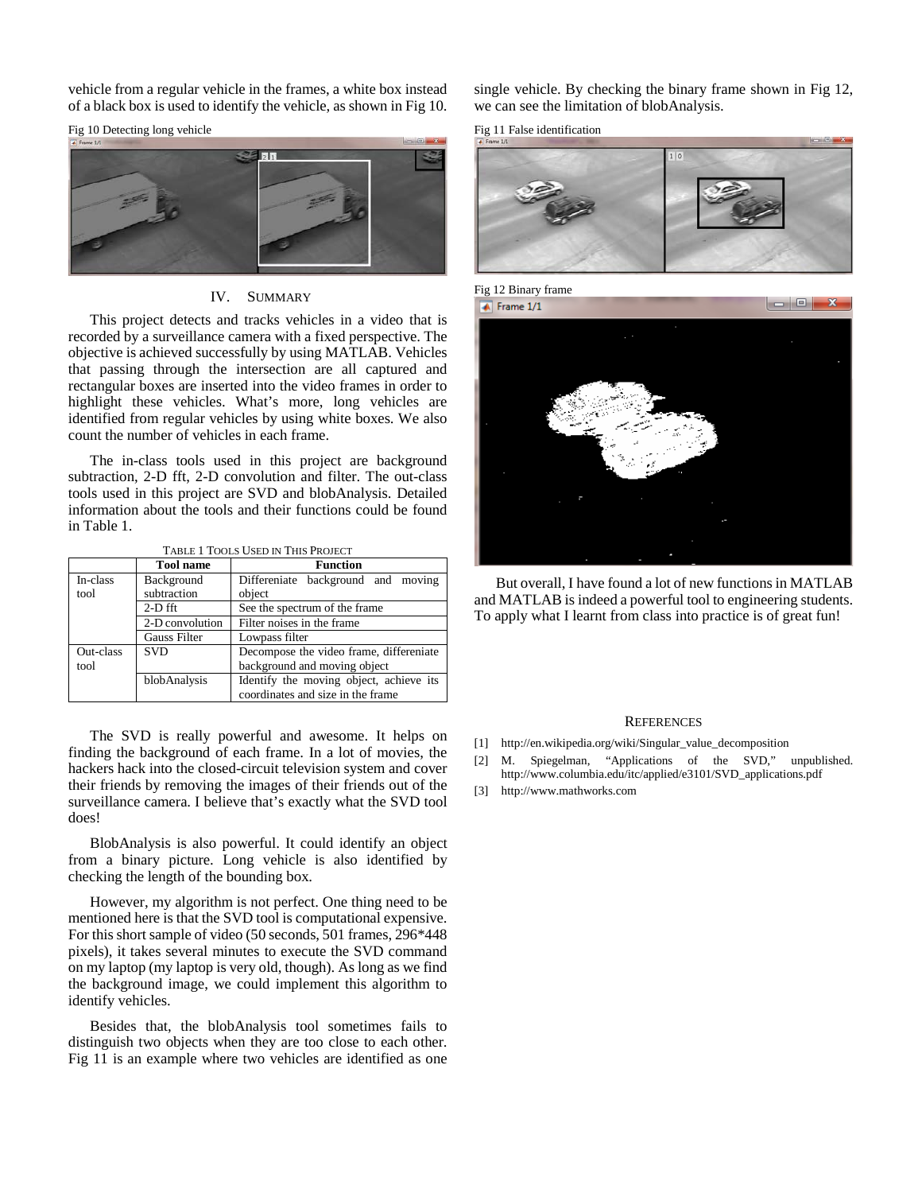vehicle from a regular vehicle in the frames, a white box instead of a black box is used to identify the vehicle, as shown in Fig 10.

Fig 10 Detecting long vehicle

## IV. Summary

This project detects and tracks vehicles in a video that is recorded by a surveillance camera with a fixed perspective. The objective is achieved successfully by using MATLAB. Vehicles that passing through the intersection are all captured and rectangular boxes are inserted into the video frames in order to highlight these vehicles. What's more, long vehicles are identified from regular vehicles by using white boxes. We also count the number of vehicles in each frame.

The in-class tools used in this project are background subtraction, 2-D fft, 2-D convolution and filter. The out-class tools used in this project are SVD and blobAnalysis. Detailed information about the tools and their functions could be found in Table 1.

Table 1 Tools Used in This Project

| | Tool name | Function |
|---|---|---|
| In-class tool | Background subtraction | Differeniate background and moving object |
| | 2-D fft | See the spectrum of the frame |
| | 2-D convolution | Filter noises in the frame |
| | Gauss Filter | Lowpass filter |
| Out-class tool | SVD | Decompose the video frame, differeniate background and moving object |
| | blobAnalysis | Identify the moving object, achieve its coordinates and size in the frame |

The SVD is really powerful and awesome. It helps on finding the background of each frame. In a lot of movies, the hackers hack into the closed-circuit television system and cover their friends by removing the images of their friends out of the surveillance camera. I believe that's exactly what the SVD tool does!

BlobAnalysis is also powerful. It could identify an object from a binary picture. Long vehicle is also identified by checking the length of the bounding box.

However, my algorithm is not perfect. One thing need to be mentioned here is that the SVD tool is computational expensive. For this short sample of video (50 seconds, 501 frames, 296*448 pixels), it takes several minutes to execute the SVD command on my laptop (my laptop is very old, though). As long as we find the background image, we could implement this algorithm to identify vehicles.

Besides that, the blobAnalysis tool sometimes fails to distinguish two objects when they are too close to each other. Fig 11 is an example where two vehicles are identified as one single vehicle. By checking the binary frame shown in Fig 12, we can see the limitation of blobAnalysis.

Fig 11 False identification

Fig 12 Binary frame

But overall, I have found a lot of new functions in MATLAB and MATLAB is indeed a powerful tool to engineering students. To apply what I learnt from class into practice is of great fun!

## References

[1] http://en.wikipedia.org/wiki/Singular_value_decomposition

[2] M. Spiegelman, "Applications of the SVD," unpublished. http://www.columbia.edu/itc/applied/e3101/SVD_applications.pdf

[3] http://www.mathworks.com